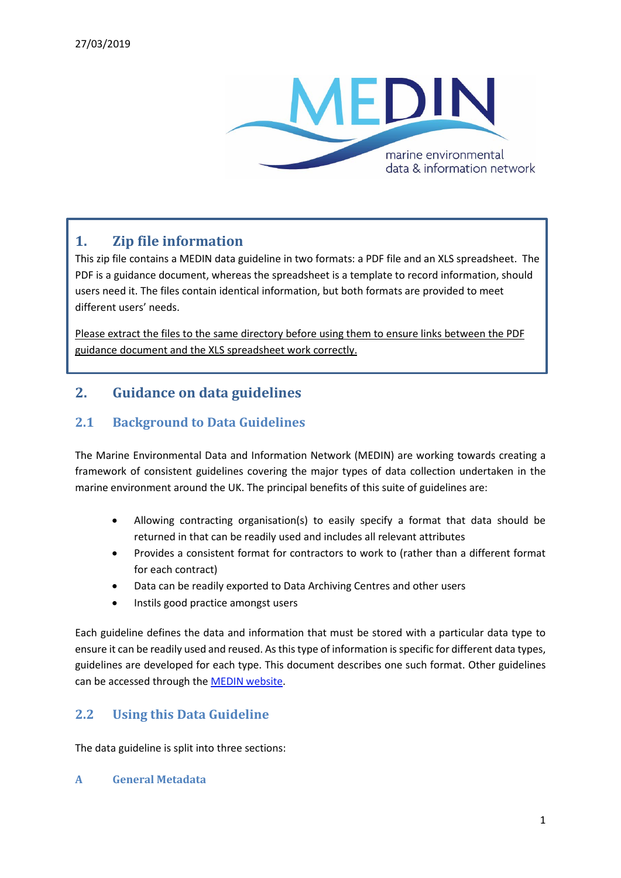27/03/2019

MEDIN

marine environmental data & information network

## 1. Zip file information

This zip file contains a MEDIN data guideline in two formats: a PDF file and an XLS spreadsheet. The PDF is a guidance document, whereas the spreadsheet is a template to record information, should users need it. The files contain identical information, but both formats are provided to meet different users' needs.

Please extract the files to the same directory before using them to ensure links between the PDF guidance document and the XLS spreadsheet work correctly.

## 2. Guidance on data guidelines

### 2.1 Background to Data Guidelines

The Marine Environmental Data and Information Network (MEDIN) are working towards creating a framework of consistent guidelines covering the major types of data collection undertaken in the marine environment around the UK. The principal benefits of this suite of guidelines are:

- Allowing contracting organisation(s) to easily specify a format that data should be returned in that can be readily used and includes all relevant attributes
- Provides a consistent format for contractors to work to (rather than a different format for each contract)
- Data can be readily exported to Data Archiving Centres and other users
- Instils good practice amongst users

Each guideline defines the data and information that must be stored with a particular data type to ensure it can be readily used and reused. As this type of information is specific for different data types, guidelines are developed for each type. This document describes one such format. Other guidelines can be accessed through the MEDIN website.

### 2.2 Using this Data Guideline

The data guideline is split into three sections:

#### A General Metadata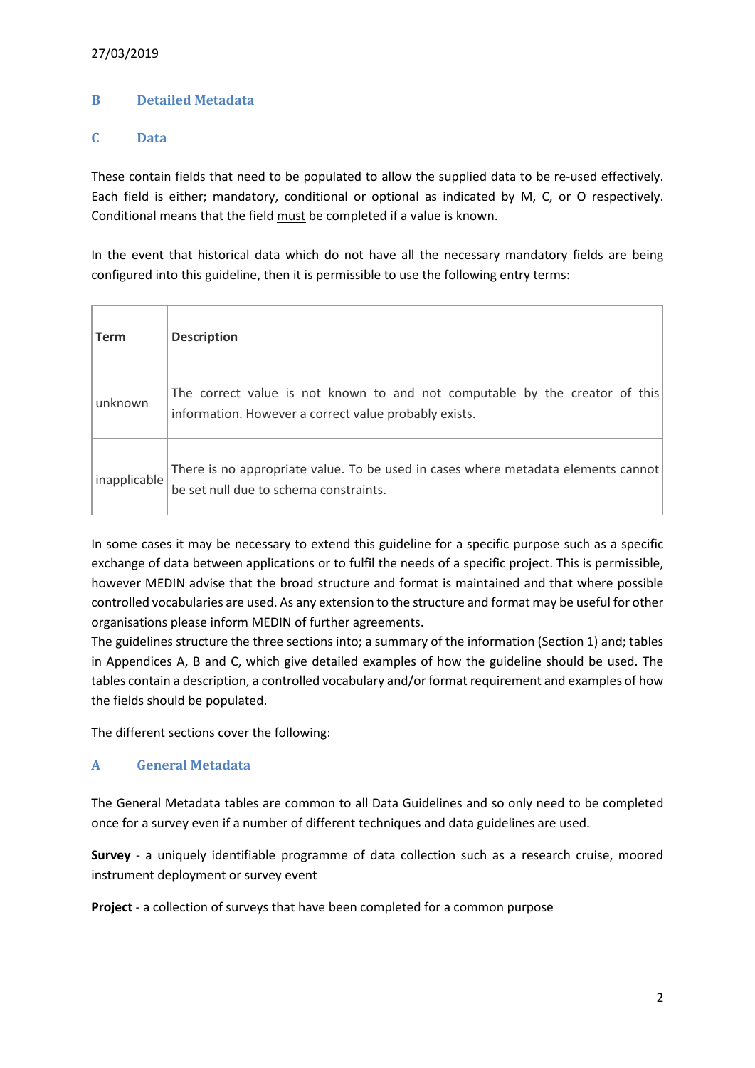27/03/2019

## B Detailed Metadata

## C Data

These contain fields that need to be populated to allow the supplied data to be re-used effectively. Each field is either; mandatory, conditional or optional as indicated by M, C, or O respectively. Conditional means that the field must be completed if a value is known.

In the event that historical data which do not have all the necessary mandatory fields are being configured into this guideline, then it is permissible to use the following entry terms:

| Term | Description |
|---|---|
| unknown | The correct value is not known to and not computable by the creator of this information. However a correct value probably exists. |
| inapplicable | There is no appropriate value. To be used in cases where metadata elements cannot be set null due to schema constraints. |

In some cases it may be necessary to extend this guideline for a specific purpose such as a specific exchange of data between applications or to fulfil the needs of a specific project. This is permissible, however MEDIN advise that the broad structure and format is maintained and that where possible controlled vocabularies are used. As any extension to the structure and format may be useful for other organisations please inform MEDIN of further agreements.
The guidelines structure the three sections into; a summary of the information (Section 1) and; tables in Appendices A, B and C, which give detailed examples of how the guideline should be used. The tables contain a description, a controlled vocabulary and/or format requirement and examples of how the fields should be populated.

The different sections cover the following:

## A General Metadata

The General Metadata tables are common to all Data Guidelines and so only need to be completed once for a survey even if a number of different techniques and data guidelines are used.

**Survey** - a uniquely identifiable programme of data collection such as a research cruise, moored instrument deployment or survey event

**Project** - a collection of surveys that have been completed for a common purpose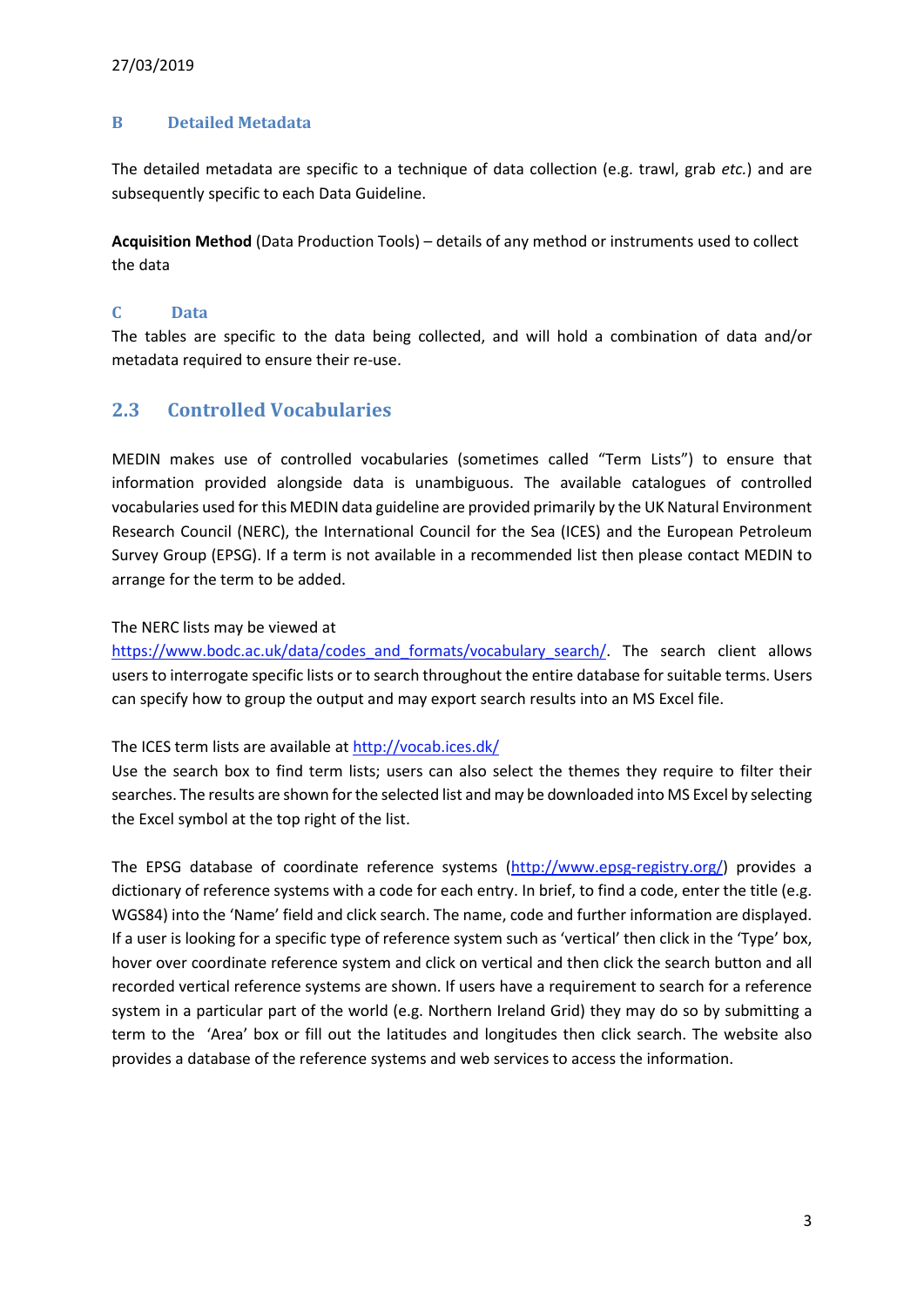27/03/2019

### B Detailed Metadata

The detailed metadata are specific to a technique of data collection (e.g. trawl, grab *etc.*) and are subsequently specific to each Data Guideline.

**Acquisition Method** (Data Production Tools) – details of any method or instruments used to collect the data

### C Data

The tables are specific to the data being collected, and will hold a combination of data and/or metadata required to ensure their re-use.

## 2.3 Controlled Vocabularies

MEDIN makes use of controlled vocabularies (sometimes called "Term Lists") to ensure that information provided alongside data is unambiguous. The available catalogues of controlled vocabularies used for this MEDIN data guideline are provided primarily by the UK Natural Environment Research Council (NERC), the International Council for the Sea (ICES) and the European Petroleum Survey Group (EPSG). If a term is not available in a recommended list then please contact MEDIN to arrange for the term to be added.

The NERC lists may be viewed at https://www.bodc.ac.uk/data/codes_and_formats/vocabulary_search/. The search client allows users to interrogate specific lists or to search throughout the entire database for suitable terms. Users can specify how to group the output and may export search results into an MS Excel file.

The ICES term lists are available at http://vocab.ices.dk/
Use the search box to find term lists; users can also select the themes they require to filter their searches. The results are shown for the selected list and may be downloaded into MS Excel by selecting the Excel symbol at the top right of the list.

The EPSG database of coordinate reference systems (http://www.epsg-registry.org/) provides a dictionary of reference systems with a code for each entry. In brief, to find a code, enter the title (e.g. WGS84) into the 'Name' field and click search. The name, code and further information are displayed. If a user is looking for a specific type of reference system such as 'vertical' then click in the 'Type' box, hover over coordinate reference system and click on vertical and then click the search button and all recorded vertical reference systems are shown. If users have a requirement to search for a reference system in a particular part of the world (e.g. Northern Ireland Grid) they may do so by submitting a term to the 'Area' box or fill out the latitudes and longitudes then click search. The website also provides a database of the reference systems and web services to access the information.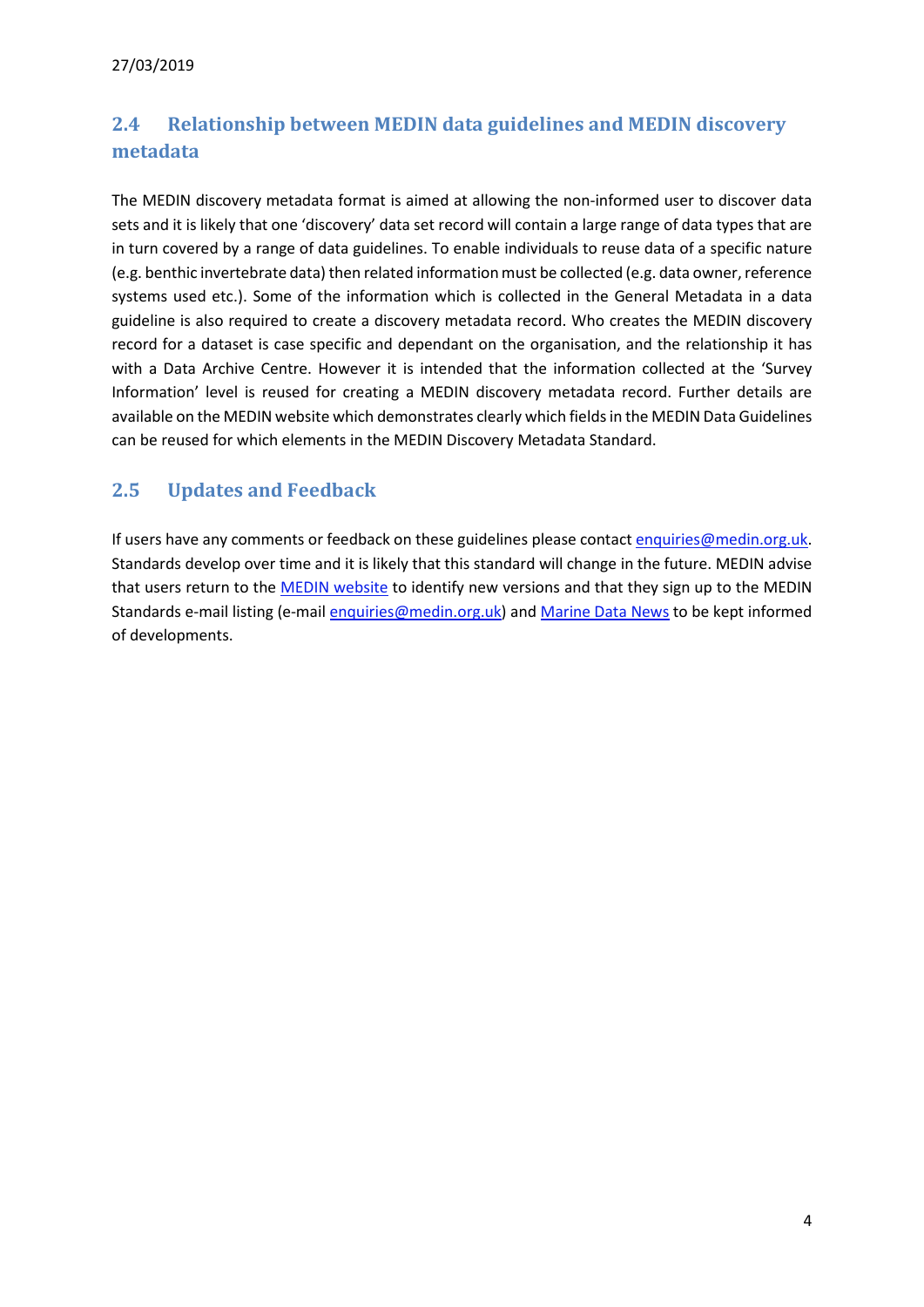## 2.4 Relationship between MEDIN data guidelines and MEDIN discovery metadata

The MEDIN discovery metadata format is aimed at allowing the non-informed user to discover data sets and it is likely that one 'discovery' data set record will contain a large range of data types that are in turn covered by a range of data guidelines. To enable individuals to reuse data of a specific nature (e.g. benthic invertebrate data) then related information must be collected (e.g. data owner, reference systems used etc.). Some of the information which is collected in the General Metadata in a data guideline is also required to create a discovery metadata record. Who creates the MEDIN discovery record for a dataset is case specific and dependant on the organisation, and the relationship it has with a Data Archive Centre. However it is intended that the information collected at the 'Survey Information' level is reused for creating a MEDIN discovery metadata record. Further details are available on the MEDIN website which demonstrates clearly which fields in the MEDIN Data Guidelines can be reused for which elements in the MEDIN Discovery Metadata Standard.

## 2.5 Updates and Feedback

If users have any comments or feedback on these guidelines please contact enquiries@medin.org.uk. Standards develop over time and it is likely that this standard will change in the future. MEDIN advise that users return to the MEDIN website to identify new versions and that they sign up to the MEDIN Standards e-mail listing (e-mail enquiries@medin.org.uk) and Marine Data News to be kept informed of developments.